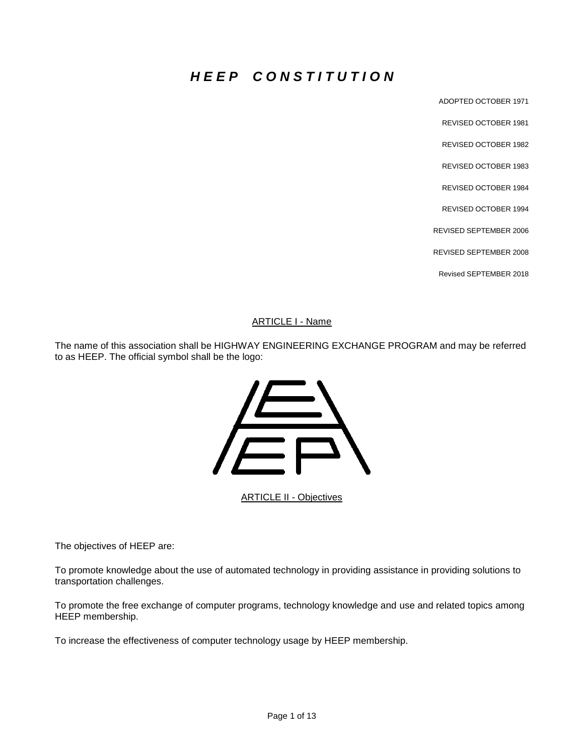# *H E E P   C O N S T I T U T I O N*

ADOPTED OCTOBER 1971

REVISED OCTOBER 1981

REVISED OCTOBER 1982

REVISED OCTOBER 1983

REVISED OCTOBER 1984

REVISED OCTOBER 1994

REVISED SEPTEMBER 2006

REVISED SEPTEMBER 2008

Revised SEPTEMBER 2018

## ARTICLE I - Name

The name of this association shall be HIGHWAY ENGINEERING EXCHANGE PROGRAM and may be referred to as HEEP. The official symbol shall be the logo:

## ARTICLE II - Objectives

The objectives of HEEP are:

To promote knowledge about the use of automated technology in providing assistance in providing solutions to transportation challenges.

To promote the free exchange of computer programs, technology knowledge and use and related topics among HEEP membership.

To increase the effectiveness of computer technology usage by HEEP membership.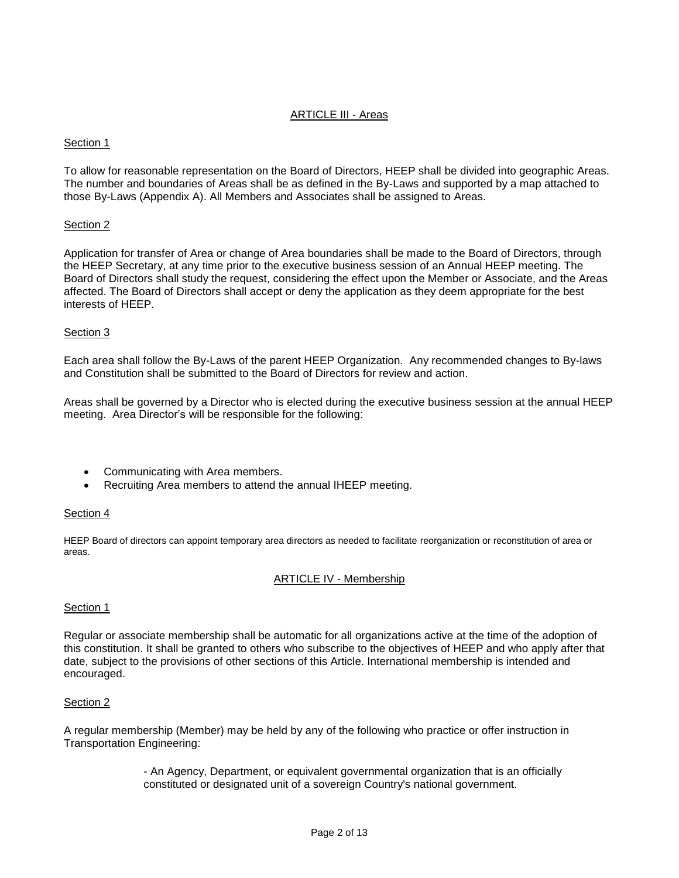## ARTICLE III - Areas

### Section 1

To allow for reasonable representation on the Board of Directors, HEEP shall be divided into geographic Areas. The number and boundaries of Areas shall be as defined in the By-Laws and supported by a map attached to those By-Laws (Appendix A). All Members and Associates shall be assigned to Areas.

### Section 2

Application for transfer of Area or change of Area boundaries shall be made to the Board of Directors, through the HEEP Secretary, at any time prior to the executive business session of an Annual HEEP meeting. The Board of Directors shall study the request, considering the effect upon the Member or Associate, and the Areas affected. The Board of Directors shall accept or deny the application as they deem appropriate for the best interests of HEEP.

### Section 3

Each area shall follow the By-Laws of the parent HEEP Organization. Any recommended changes to By-laws and Constitution shall be submitted to the Board of Directors for review and action.

Areas shall be governed by a Director who is elected during the executive business session at the annual HEEP meeting. Area Director's will be responsible for the following:

- Communicating with Area members.
- Recruiting Area members to attend the annual IHEEP meeting.

### Section 4

HEEP Board of directors can appoint temporary area directors as needed to facilitate reorganization or reconstitution of area or areas.

## ARTICLE IV - Membership

### Section 1

Regular or associate membership shall be automatic for all organizations active at the time of the adoption of this constitution. It shall be granted to others who subscribe to the objectives of HEEP and who apply after that date, subject to the provisions of other sections of this Article. International membership is intended and encouraged.

### Section 2

A regular membership (Member) may be held by any of the following who practice or offer instruction in Transportation Engineering:

- An Agency, Department, or equivalent governmental organization that is an officially constituted or designated unit of a sovereign Country's national government.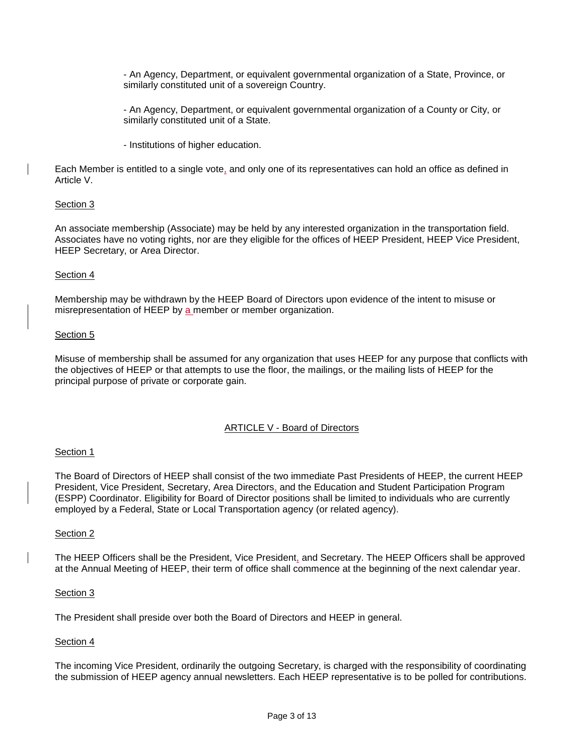- An Agency, Department, or equivalent governmental organization of a State, Province, or similarly constituted unit of a sovereign Country.

- An Agency, Department, or equivalent governmental organization of a County or City, or similarly constituted unit of a State.

- Institutions of higher education.

Each Member is entitled to a single vote, and only one of its representatives can hold an office as defined in Article V.

Section 3

An associate membership (Associate) may be held by any interested organization in the transportation field. Associates have no voting rights, nor are they eligible for the offices of HEEP President, HEEP Vice President, HEEP Secretary, or Area Director.

Section 4

Membership may be withdrawn by the HEEP Board of Directors upon evidence of the intent to misuse or misrepresentation of HEEP by a member or member organization.

Section 5

Misuse of membership shall be assumed for any organization that uses HEEP for any purpose that conflicts with the objectives of HEEP or that attempts to use the floor, the mailings, or the mailing lists of HEEP for the principal purpose of private or corporate gain.

## ARTICLE V - Board of Directors

Section 1

The Board of Directors of HEEP shall consist of the two immediate Past Presidents of HEEP, the current HEEP President, Vice President, Secretary, Area Directors, and the Education and Student Participation Program (ESPP) Coordinator. Eligibility for Board of Director positions shall be limited to individuals who are currently employed by a Federal, State or Local Transportation agency (or related agency).

Section 2

The HEEP Officers shall be the President, Vice President, and Secretary. The HEEP Officers shall be approved at the Annual Meeting of HEEP, their term of office shall commence at the beginning of the next calendar year.

Section 3

The President shall preside over both the Board of Directors and HEEP in general.

Section 4

The incoming Vice President, ordinarily the outgoing Secretary, is charged with the responsibility of coordinating the submission of HEEP agency annual newsletters. Each HEEP representative is to be polled for contributions.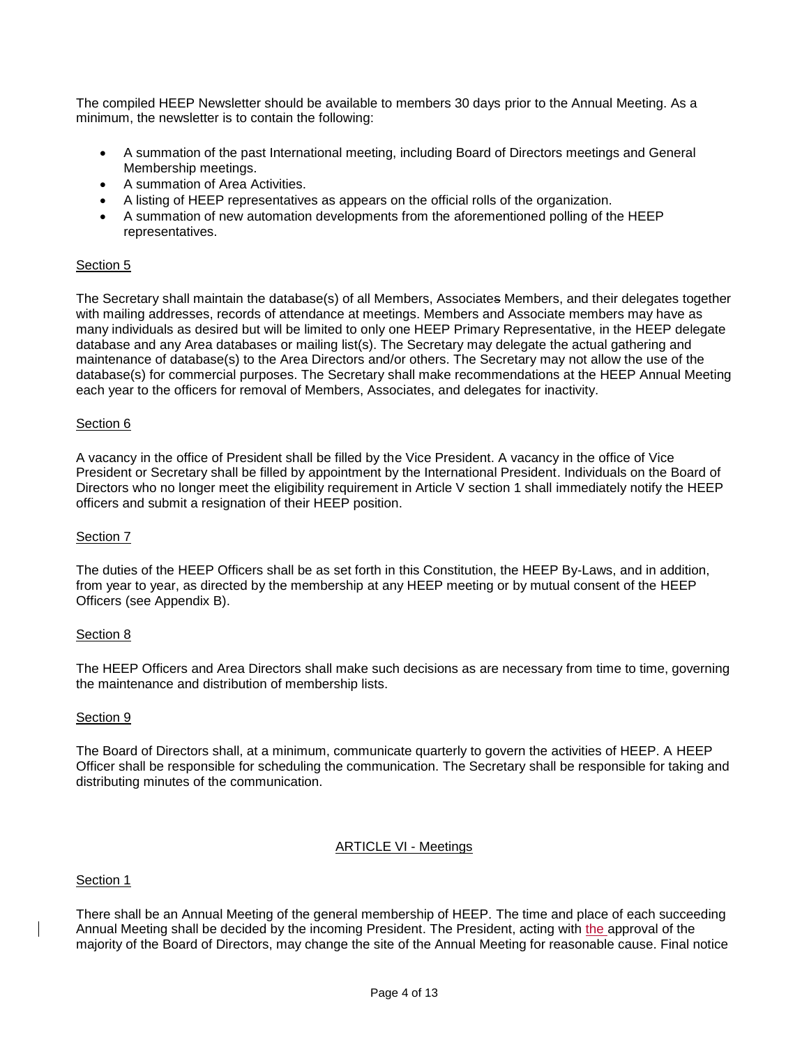The compiled HEEP Newsletter should be available to members 30 days prior to the Annual Meeting. As a minimum, the newsletter is to contain the following:

- A summation of the past International meeting, including Board of Directors meetings and General Membership meetings.
- A summation of Area Activities.
- A listing of HEEP representatives as appears on the official rolls of the organization.
- A summation of new automation developments from the aforementioned polling of the HEEP representatives.

Section 5

The Secretary shall maintain the database(s) of all Members, Associates Members, and their delegates together with mailing addresses, records of attendance at meetings. Members and Associate members may have as many individuals as desired but will be limited to only one HEEP Primary Representative, in the HEEP delegate database and any Area databases or mailing list(s). The Secretary may delegate the actual gathering and maintenance of database(s) to the Area Directors and/or others. The Secretary may not allow the use of the database(s) for commercial purposes. The Secretary shall make recommendations at the HEEP Annual Meeting each year to the officers for removal of Members, Associates, and delegates for inactivity.

Section 6

A vacancy in the office of President shall be filled by the Vice President. A vacancy in the office of Vice President or Secretary shall be filled by appointment by the International President. Individuals on the Board of Directors who no longer meet the eligibility requirement in Article V section 1 shall immediately notify the HEEP officers and submit a resignation of their HEEP position.

Section 7

The duties of the HEEP Officers shall be as set forth in this Constitution, the HEEP By-Laws, and in addition, from year to year, as directed by the membership at any HEEP meeting or by mutual consent of the HEEP Officers (see Appendix B).

Section 8

The HEEP Officers and Area Directors shall make such decisions as are necessary from time to time, governing the maintenance and distribution of membership lists.

Section 9

The Board of Directors shall, at a minimum, communicate quarterly to govern the activities of HEEP. A HEEP Officer shall be responsible for scheduling the communication. The Secretary shall be responsible for taking and distributing minutes of the communication.

## ARTICLE VI - Meetings

Section 1

There shall be an Annual Meeting of the general membership of HEEP. The time and place of each succeeding Annual Meeting shall be decided by the incoming President. The President, acting with the approval of the majority of the Board of Directors, may change the site of the Annual Meeting for reasonable cause. Final notice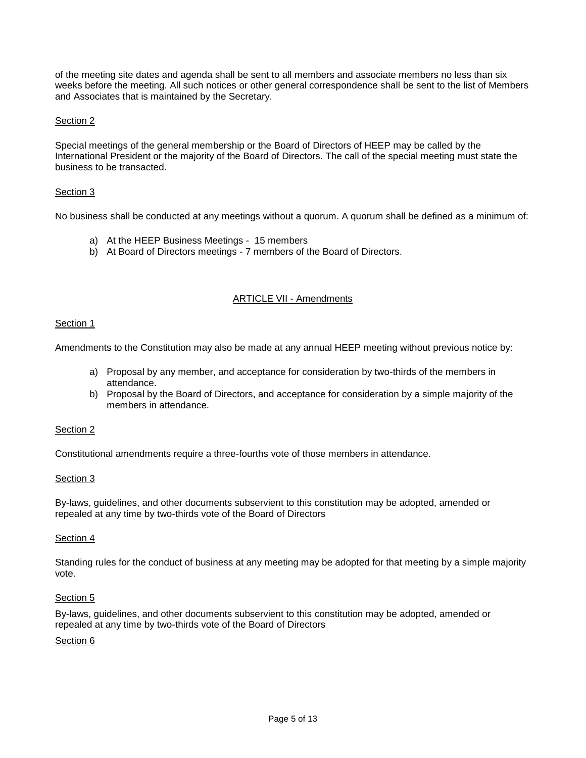of the meeting site dates and agenda shall be sent to all members and associate members no less than six weeks before the meeting. All such notices or other general correspondence shall be sent to the list of Members and Associates that is maintained by the Secretary.

Section 2

Special meetings of the general membership or the Board of Directors of HEEP may be called by the International President or the majority of the Board of Directors. The call of the special meeting must state the business to be transacted.

Section 3

No business shall be conducted at any meetings without a quorum. A quorum shall be defined as a minimum of:

a) At the HEEP Business Meetings - 15 members
b) At Board of Directors meetings - 7 members of the Board of Directors.

## ARTICLE VII - Amendments

Section 1

Amendments to the Constitution may also be made at any annual HEEP meeting without previous notice by:

a) Proposal by any member, and acceptance for consideration by two-thirds of the members in attendance.
b) Proposal by the Board of Directors, and acceptance for consideration by a simple majority of the members in attendance.

Section 2

Constitutional amendments require a three-fourths vote of those members in attendance.

Section 3

By-laws, guidelines, and other documents subservient to this constitution may be adopted, amended or repealed at any time by two-thirds vote of the Board of Directors

Section 4

Standing rules for the conduct of business at any meeting may be adopted for that meeting by a simple majority vote.

Section 5

By-laws, guidelines, and other documents subservient to this constitution may be adopted, amended or repealed at any time by two-thirds vote of the Board of Directors

Section 6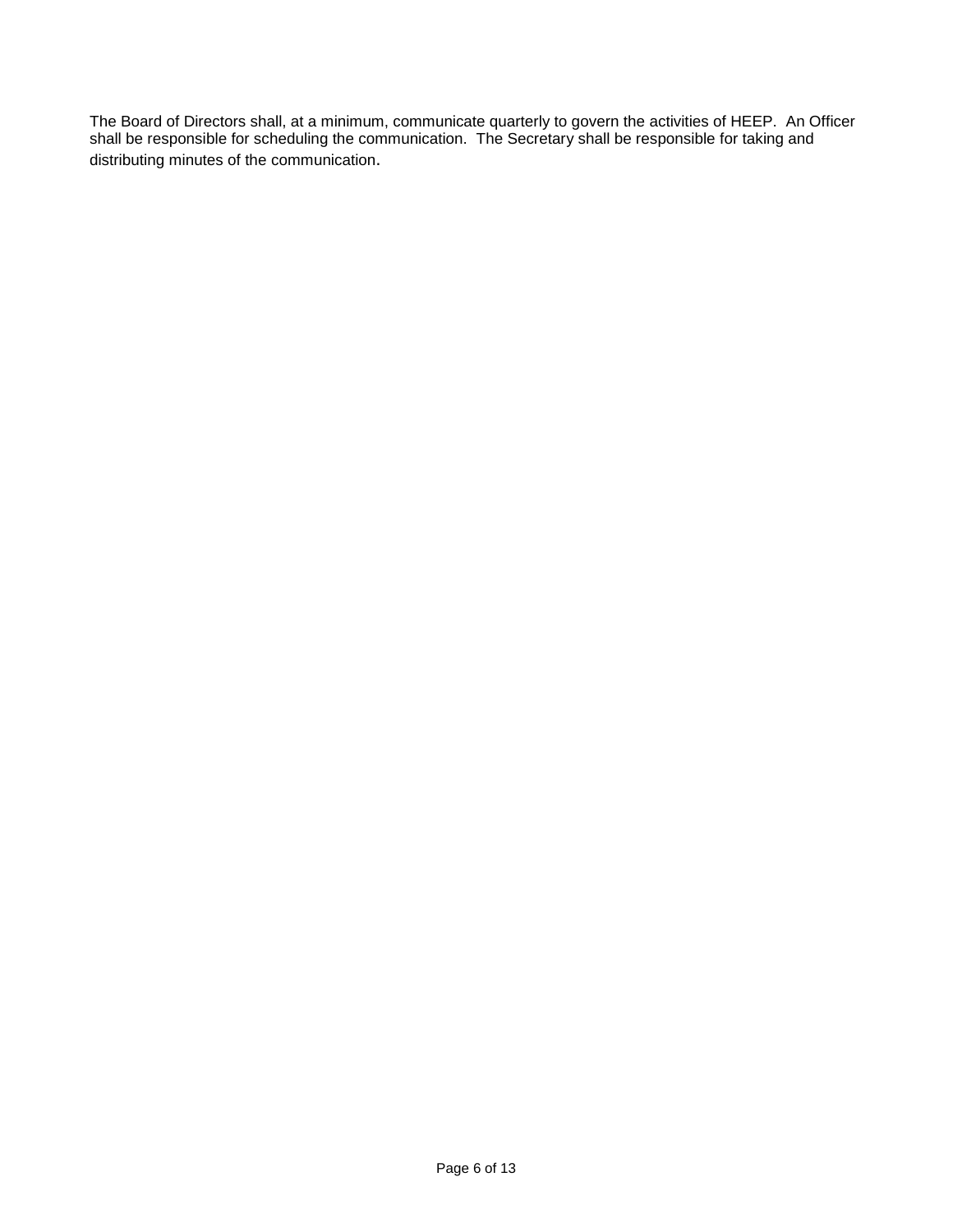The Board of Directors shall, at a minimum, communicate quarterly to govern the activities of HEEP. An Officer shall be responsible for scheduling the communication. The Secretary shall be responsible for taking and distributing minutes of the communication.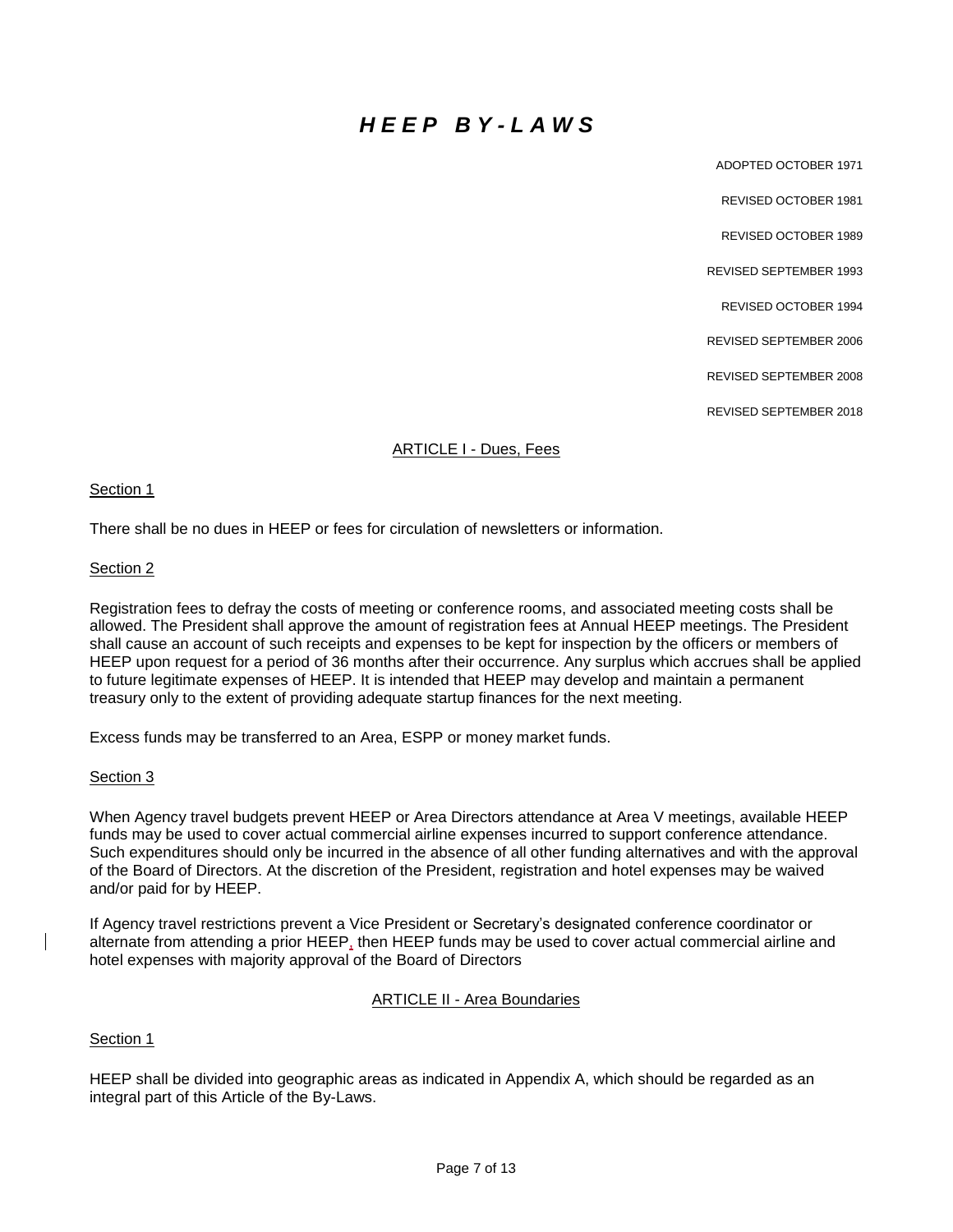# *H E E P  B Y - L A W S*

ADOPTED OCTOBER 1971

REVISED OCTOBER 1981

REVISED OCTOBER 1989

REVISED SEPTEMBER 1993

REVISED OCTOBER 1994

REVISED SEPTEMBER 2006

REVISED SEPTEMBER 2008

REVISED SEPTEMBER 2018

## ARTICLE I - Dues, Fees

### Section 1

There shall be no dues in HEEP or fees for circulation of newsletters or information.

### Section 2

Registration fees to defray the costs of meeting or conference rooms, and associated meeting costs shall be allowed. The President shall approve the amount of registration fees at Annual HEEP meetings. The President shall cause an account of such receipts and expenses to be kept for inspection by the officers or members of HEEP upon request for a period of 36 months after their occurrence. Any surplus which accrues shall be applied to future legitimate expenses of HEEP. It is intended that HEEP may develop and maintain a permanent treasury only to the extent of providing adequate startup finances for the next meeting.

Excess funds may be transferred to an Area, ESPP or money market funds.

### Section 3

When Agency travel budgets prevent HEEP or Area Directors attendance at Area V meetings, available HEEP funds may be used to cover actual commercial airline expenses incurred to support conference attendance. Such expenditures should only be incurred in the absence of all other funding alternatives and with the approval of the Board of Directors. At the discretion of the President, registration and hotel expenses may be waived and/or paid for by HEEP.

If Agency travel restrictions prevent a Vice President or Secretary's designated conference coordinator or alternate from attending a prior HEEP, then HEEP funds may be used to cover actual commercial airline and hotel expenses with majority approval of the Board of Directors

## ARTICLE II - Area Boundaries

### Section 1

HEEP shall be divided into geographic areas as indicated in Appendix A, which should be regarded as an integral part of this Article of the By-Laws.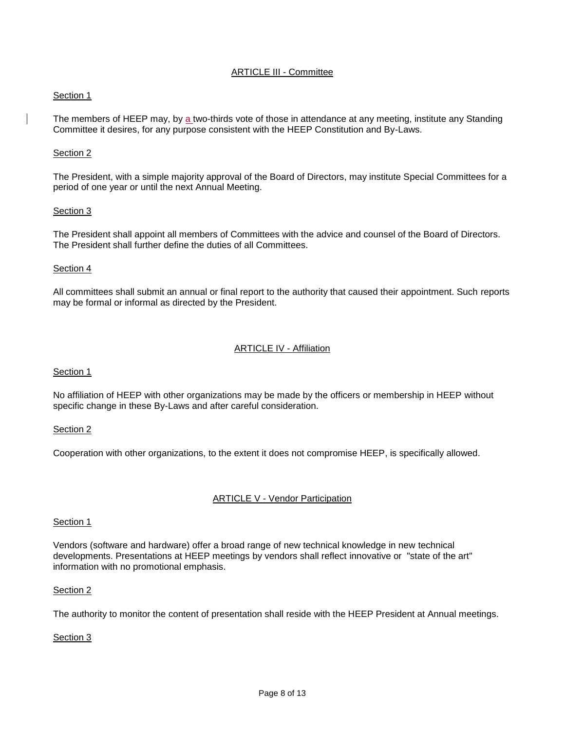## ARTICLE III - Committee

Section 1

The members of HEEP may, by a two-thirds vote of those in attendance at any meeting, institute any Standing Committee it desires, for any purpose consistent with the HEEP Constitution and By-Laws.

Section 2

The President, with a simple majority approval of the Board of Directors, may institute Special Committees for a period of one year or until the next Annual Meeting.

Section 3

The President shall appoint all members of Committees with the advice and counsel of the Board of Directors. The President shall further define the duties of all Committees.

Section 4

All committees shall submit an annual or final report to the authority that caused their appointment. Such reports may be formal or informal as directed by the President.

## ARTICLE IV - Affiliation

Section 1

No affiliation of HEEP with other organizations may be made by the officers or membership in HEEP without specific change in these By-Laws and after careful consideration.

Section 2

Cooperation with other organizations, to the extent it does not compromise HEEP, is specifically allowed.

## ARTICLE V - Vendor Participation

Section 1

Vendors (software and hardware) offer a broad range of new technical knowledge in new technical developments. Presentations at HEEP meetings by vendors shall reflect innovative or "state of the art" information with no promotional emphasis.

Section 2

The authority to monitor the content of presentation shall reside with the HEEP President at Annual meetings.

Section 3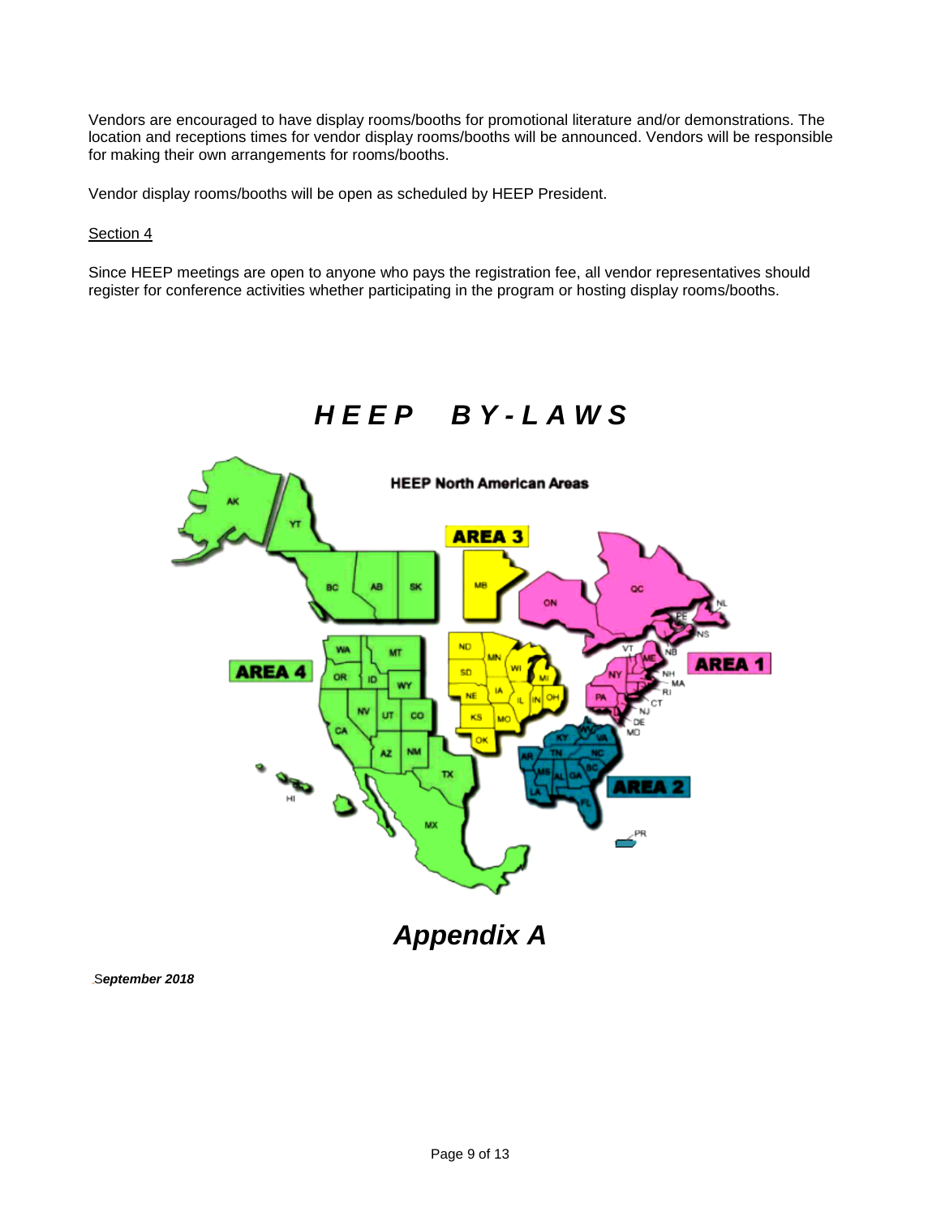Vendors are encouraged to have display rooms/booths for promotional literature and/or demonstrations. The location and receptions times for vendor display rooms/booths will be announced. Vendors will be responsible for making their own arrangements for rooms/booths.

Vendor display rooms/booths will be open as scheduled by HEEP President.

Section 4

Since HEEP meetings are open to anyone who pays the registration fee, all vendor representatives should register for conference activities whether participating in the program or hosting display rooms/booths.

# *HEEP BY-LAWS*

**HEEP North American Areas**

AREA 1 AREA 2 AREA 3 AREA 4

# *Appendix A*

***September 2018***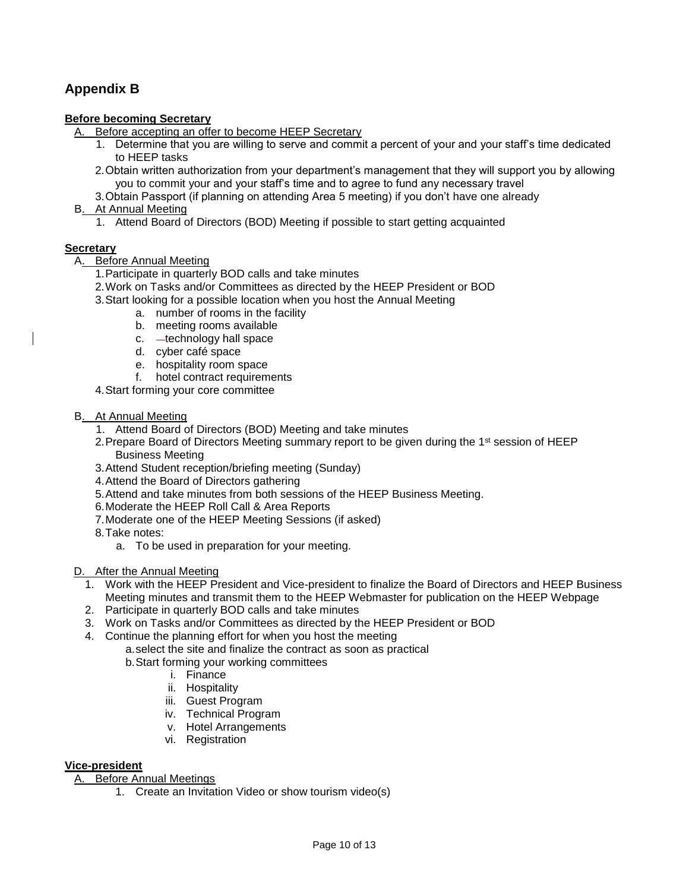## Appendix B

**Before becoming Secretary**

A. Before accepting an offer to become HEEP Secretary
   1. Determine that you are willing to serve and commit a percent of your and your staff's time dedicated to HEEP tasks
   2. Obtain written authorization from your department's management that they will support you by allowing you to commit your and your staff's time and to agree to fund any necessary travel
   3. Obtain Passport (if planning on attending Area 5 meeting) if you don't have one already

B. At Annual Meeting
   1. Attend Board of Directors (BOD) Meeting if possible to start getting acquainted

**Secretary**

A. Before Annual Meeting
   1. Participate in quarterly BOD calls and take minutes
   2. Work on Tasks and/or Committees as directed by the HEEP President or BOD
   3. Start looking for a possible location when you host the Annual Meeting
      a. number of rooms in the facility
      b. meeting rooms available
      c. technology hall space
      d. cyber café space
      e. hospitality room space
      f. hotel contract requirements
   4. Start forming your core committee

B. At Annual Meeting
   1. Attend Board of Directors (BOD) Meeting and take minutes
   2. Prepare Board of Directors Meeting summary report to be given during the 1st session of HEEP Business Meeting
   3. Attend Student reception/briefing meeting (Sunday)
   4. Attend the Board of Directors gathering
   5. Attend and take minutes from both sessions of the HEEP Business Meeting.
   6. Moderate the HEEP Roll Call & Area Reports
   7. Moderate one of the HEEP Meeting Sessions (if asked)
   8. Take notes:
      a. To be used in preparation for your meeting.

D. After the Annual Meeting
   1. Work with the HEEP President and Vice-president to finalize the Board of Directors and HEEP Business Meeting minutes and transmit them to the HEEP Webmaster for publication on the HEEP Webpage
   2. Participate in quarterly BOD calls and take minutes
   3. Work on Tasks and/or Committees as directed by the HEEP President or BOD
   4. Continue the planning effort for when you host the meeting
      a. select the site and finalize the contract as soon as practical
      b. Start forming your working committees
         i. Finance
         ii. Hospitality
         iii. Guest Program
         iv. Technical Program
         v. Hotel Arrangements
         vi. Registration

**Vice-president**

A. Before Annual Meetings
   1. Create an Invitation Video or show tourism video(s)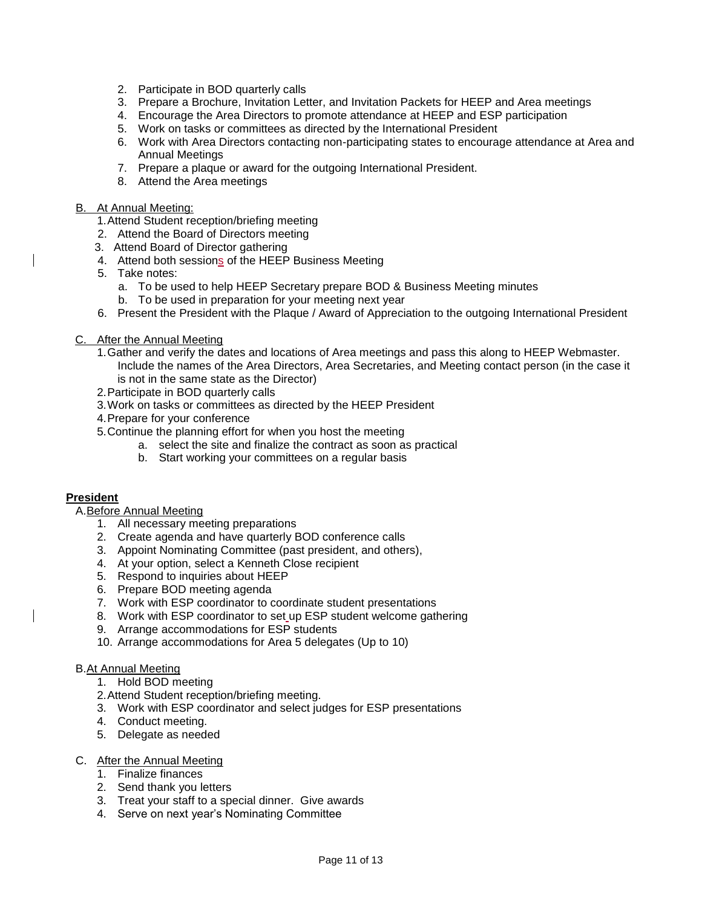2. Participate in BOD quarterly calls
3. Prepare a Brochure, Invitation Letter, and Invitation Packets for HEEP and Area meetings
4. Encourage the Area Directors to promote attendance at HEEP and ESP participation
5. Work on tasks or committees as directed by the International President
6. Work with Area Directors contacting non-participating states to encourage attendance at Area and Annual Meetings
7. Prepare a plaque or award for the outgoing International President.
8. Attend the Area meetings

B. At Annual Meeting:

1. Attend Student reception/briefing meeting
2. Attend the Board of Directors meeting
3. Attend Board of Director gathering
4. Attend both sessions of the HEEP Business Meeting
5. Take notes:
   a. To be used to help HEEP Secretary prepare BOD & Business Meeting minutes
   b. To be used in preparation for your meeting next year
6. Present the President with the Plaque / Award of Appreciation to the outgoing International President

C. After the Annual Meeting

1. Gather and verify the dates and locations of Area meetings and pass this along to HEEP Webmaster. Include the names of the Area Directors, Area Secretaries, and Meeting contact person (in the case it is not in the same state as the Director)
2. Participate in BOD quarterly calls
3. Work on tasks or committees as directed by the HEEP President
4. Prepare for your conference
5. Continue the planning effort for when you host the meeting
   a. select the site and finalize the contract as soon as practical
   b. Start working your committees on a regular basis

**President**

A. Before Annual Meeting

1. All necessary meeting preparations
2. Create agenda and have quarterly BOD conference calls
3. Appoint Nominating Committee (past president, and others),
4. At your option, select a Kenneth Close recipient
5. Respond to inquiries about HEEP
6. Prepare BOD meeting agenda
7. Work with ESP coordinator to coordinate student presentations
8. Work with ESP coordinator to set up ESP student welcome gathering
9. Arrange accommodations for ESP students
10. Arrange accommodations for Area 5 delegates (Up to 10)

B. At Annual Meeting

1. Hold BOD meeting
2. Attend Student reception/briefing meeting.
3. Work with ESP coordinator and select judges for ESP presentations
4. Conduct meeting.
5. Delegate as needed

C. After the Annual Meeting

1. Finalize finances
2. Send thank you letters
3. Treat your staff to a special dinner. Give awards
4. Serve on next year's Nominating Committee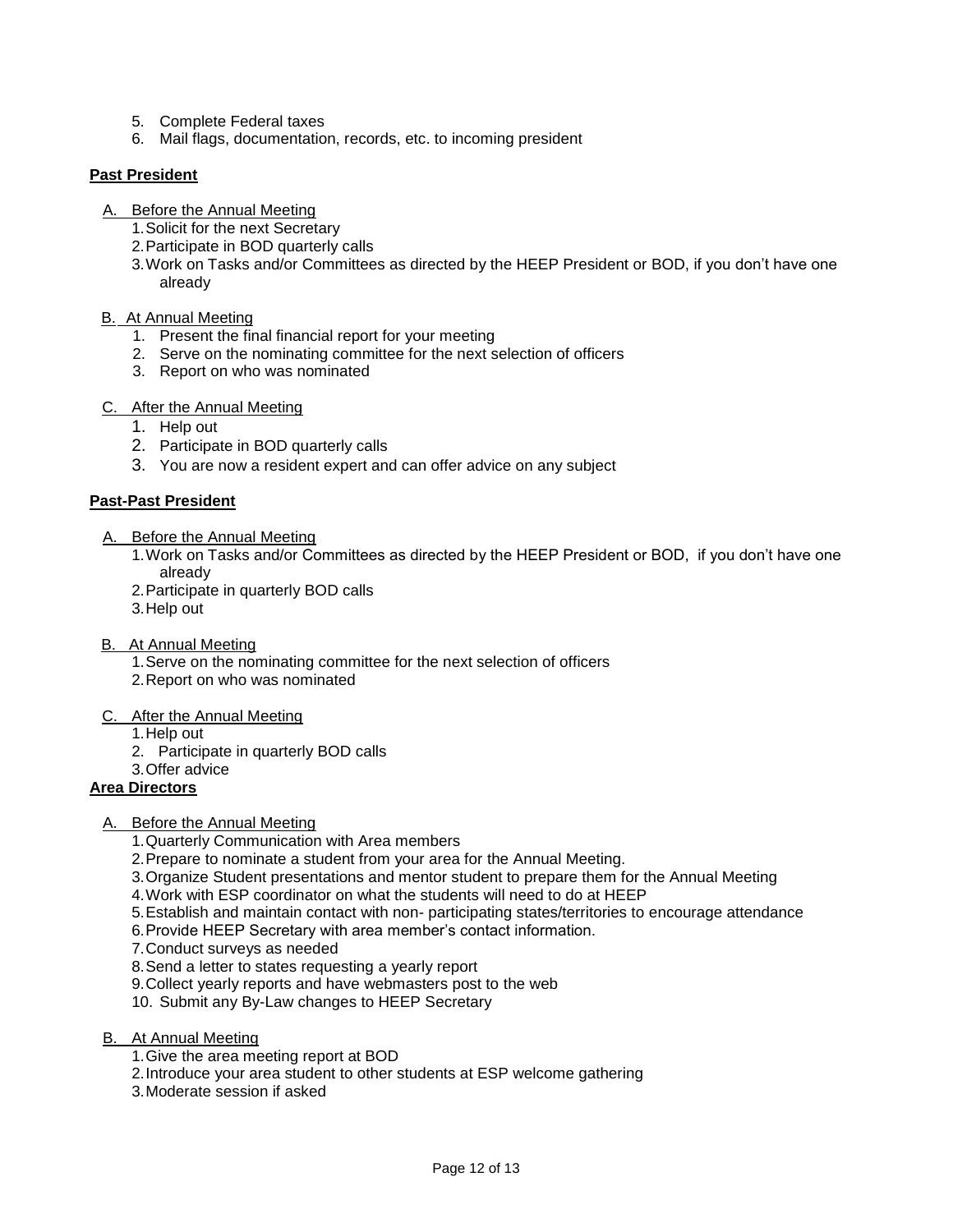5. Complete Federal taxes
6. Mail flags, documentation, records, etc. to incoming president

**Past President**

A. Before the Annual Meeting
   1. Solicit for the next Secretary
   2. Participate in BOD quarterly calls
   3. Work on Tasks and/or Committees as directed by the HEEP President or BOD, if you don't have one already

B. At Annual Meeting
   1. Present the final financial report for your meeting
   2. Serve on the nominating committee for the next selection of officers
   3. Report on who was nominated

C. After the Annual Meeting
   1. Help out
   2. Participate in BOD quarterly calls
   3. You are now a resident expert and can offer advice on any subject

**Past-Past President**

A. Before the Annual Meeting
   1. Work on Tasks and/or Committees as directed by the HEEP President or BOD, if you don't have one already
   2. Participate in quarterly BOD calls
   3. Help out

B. At Annual Meeting
   1. Serve on the nominating committee for the next selection of officers
   2. Report on who was nominated

C. After the Annual Meeting
   1. Help out
   2. Participate in quarterly BOD calls
   3. Offer advice

**Area Directors**

A. Before the Annual Meeting
   1. Quarterly Communication with Area members
   2. Prepare to nominate a student from your area for the Annual Meeting.
   3. Organize Student presentations and mentor student to prepare them for the Annual Meeting
   4. Work with ESP coordinator on what the students will need to do at HEEP
   5. Establish and maintain contact with non- participating states/territories to encourage attendance
   6. Provide HEEP Secretary with area member's contact information.
   7. Conduct surveys as needed
   8. Send a letter to states requesting a yearly report
   9. Collect yearly reports and have webmasters post to the web
   10. Submit any By-Law changes to HEEP Secretary

B. At Annual Meeting
   1. Give the area meeting report at BOD
   2. Introduce your area student to other students at ESP welcome gathering
   3. Moderate session if asked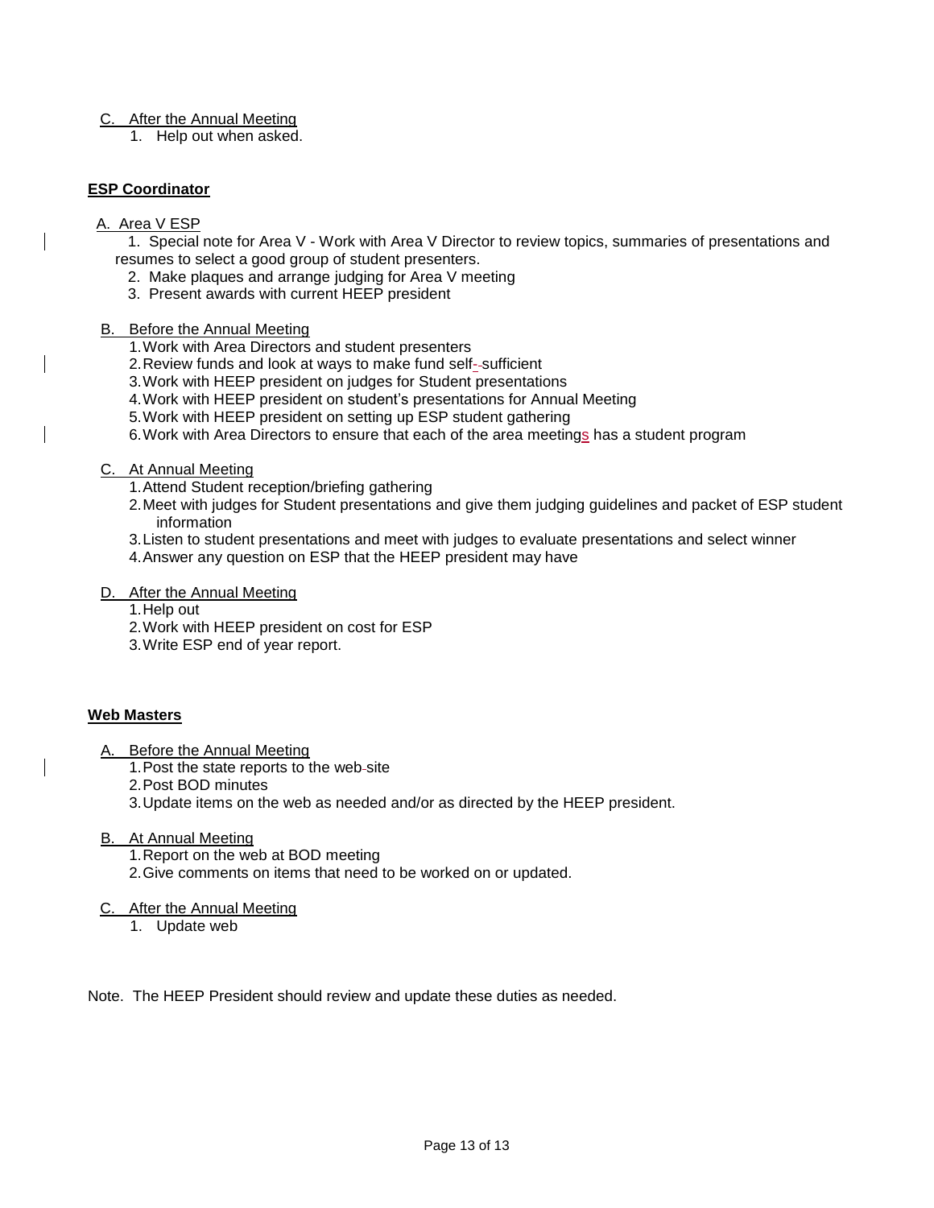C. After the Annual Meeting

1. Help out when asked.

**ESP Coordinator**

A. Area V ESP

1. Special note for Area V - Work with Area V Director to review topics, summaries of presentations and resumes to select a good group of student presenters.
2. Make plaques and arrange judging for Area V meeting
3. Present awards with current HEEP president

B. Before the Annual Meeting

1. Work with Area Directors and student presenters
2. Review funds and look at ways to make fund self-sufficient
3. Work with HEEP president on judges for Student presentations
4. Work with HEEP president on student's presentations for Annual Meeting
5. Work with HEEP president on setting up ESP student gathering
6. Work with Area Directors to ensure that each of the area meetings has a student program

C. At Annual Meeting

1. Attend Student reception/briefing gathering
2. Meet with judges for Student presentations and give them judging guidelines and packet of ESP student information
3. Listen to student presentations and meet with judges to evaluate presentations and select winner
4. Answer any question on ESP that the HEEP president may have

D. After the Annual Meeting

1. Help out
2. Work with HEEP president on cost for ESP
3. Write ESP end of year report.

**Web Masters**

A. Before the Annual Meeting

1. Post the state reports to the web-site
2. Post BOD minutes
3. Update items on the web as needed and/or as directed by the HEEP president.

B. At Annual Meeting

1. Report on the web at BOD meeting
2. Give comments on items that need to be worked on or updated.

C. After the Annual Meeting

1. Update web

Note. The HEEP President should review and update these duties as needed.